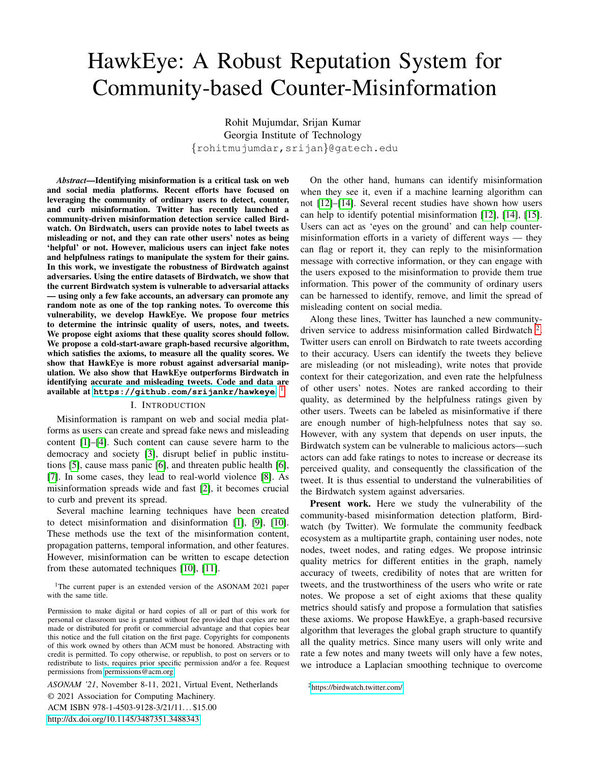# HawkEye: A Robust Reputation System for Community-based Counter-Misinformation

Rohit Mujumdar, Srijan Kumar
Georgia Institute of Technology
{rohitmujumdar,srijan}@gatech.edu

***Abstract*—Identifying misinformation is a critical task on web and social media platforms. Recent efforts have focused on leveraging the community of ordinary users to detect, counter, and curb misinformation. Twitter has recently launched a community-driven misinformation detection service called Birdwatch. On Birdwatch, users can provide notes to label tweets as misleading or not, and they can rate other users' notes as being 'helpful' or not. However, malicious users can inject fake notes and helpfulness ratings to manipulate the system for their gains. In this work, we investigate the robustness of Birdwatch against adversaries. Using the entire datasets of Birdwatch, we show that the current Birdwatch system is vulnerable to adversarial attacks — using only a few fake accounts, an adversary can promote any random note as one of the top ranking notes. To overcome this vulnerability, we develop HawkEye. We propose four metrics to determine the intrinsic quality of users, notes, and tweets. We propose eight axioms that these quality scores should follow. We propose a cold-start-aware graph-based recursive algorithm, which satisfies the axioms, to measure all the quality scores. We show that HawkEye is more robust against adversarial manipulation. We also show that HawkEye outperforms Birdwatch in identifying accurate and misleading tweets. Code and data are available at `https://github.com/srijankr/hawkeye`.** [1]

## I. Introduction

Misinformation is rampant on web and social media platforms as users can create and spread fake news and misleading content [1]–[4]. Such content can cause some severe harm to the democracy and society [3], disrupt belief in public institutions [5], cause mass panic [6], and threaten public health [6], [7]. In some cases, they lead to real-world violence [8]. As misinformation spreads wide and fast [2], it becomes crucial to curb and prevent its spread.

Several machine learning techniques have been created to detect misinformation and disinformation [1], [9], [10]. These methods use the text of the misinformation content, propagation patterns, temporal information, and other features. However, misinformation can be written to escape detection from these automated techniques [10], [11].

On the other hand, humans can identify misinformation when they see it, even if a machine learning algorithm can not [12]–[14]. Several recent studies have shown how users can help to identify potential misinformation [12], [14], [15]. Users can act as 'eyes on the ground' and can help counter-misinformation efforts in a variety of different ways — they can flag or report it, they can reply to the misinformation message with corrective information, or they can engage with the users exposed to the misinformation to provide them true information. This power of the community of ordinary users can be harnessed to identify, remove, and limit the spread of misleading content on social media.

Along these lines, Twitter has launched a new community-driven service to address misinformation called Birdwatch [2]. Twitter users can enroll on Birdwatch to rate tweets according to their accuracy. Users can identify the tweets they believe are misleading (or not misleading), write notes that provide context for their categorization, and even rate the helpfulness of other users' notes. Notes are ranked according to their quality, as determined by the helpfulness ratings given by other users. Tweets can be labeled as misinformative if there are enough number of high-helpfulness notes that say so. However, with any system that depends on user inputs, the Birdwatch system can be vulnerable to malicious actors—such actors can add fake ratings to notes to increase or decrease its perceived quality, and consequently the classification of the tweet. It is thus essential to understand the vulnerabilities of the Birdwatch system against adversaries.

**Present work.** Here we study the vulnerability of the community-based misinformation detection platform, Birdwatch (by Twitter). We formulate the community feedback ecosystem as a multipartite graph, containing user nodes, note nodes, tweet nodes, and rating edges. We propose intrinsic quality metrics for different entities in the graph, namely accuracy of tweets, credibility of notes that are written for tweets, and the trustworthiness of the users who write or rate notes. We propose a set of eight axioms that these quality metrics should satisfy and propose a formulation that satisfies these axioms. We propose HawkEye, a graph-based recursive algorithm that leverages the global graph structure to quantify all the quality metrics. Since many users will only write and rate a few notes and many tweets will only have a few notes, we introduce a Laplacian smoothing technique to overcome

[1]The current paper is an extended version of the ASONAM 2021 paper with the same title.

Permission to make digital or hard copies of all or part of this work for personal or classroom use is granted without fee provided that copies are not made or distributed for profit or commercial advantage and that copies bear this notice and the full citation on the first page. Copyrights for components of this work owned by others than ACM must be honored. Abstracting with credit is permitted. To copy otherwise, or republish, to post on servers or to redistribute to lists, requires prior specific permission and/or a fee. Request permissions from permissions@acm.org.

*ASONAM '21*, November 8-11, 2021, Virtual Event, Netherlands
© 2021 Association for Computing Machinery.
ACM ISBN 978-1-4503-9128-3/21/11…$15.00
http://dx.doi.org/10.1145/3487351.3488343

[2]https://birdwatch.twitter.com/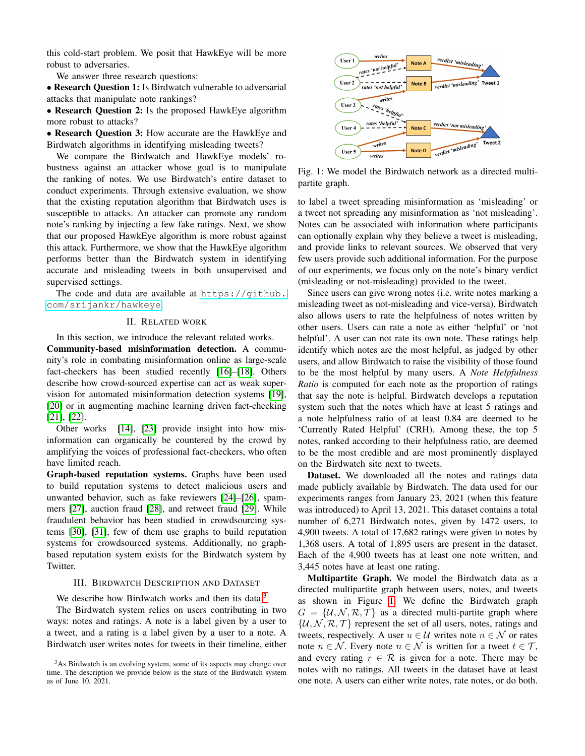this cold-start problem. We posit that HawkEye will be more robust to adversaries.

We answer three research questions:

- **Research Question 1:** Is Birdwatch vulnerable to adversarial attacks that manipulate note rankings?
- **Research Question 2:** Is the proposed HawkEye algorithm more robust to attacks?
- **Research Question 3:** How accurate are the HawkEye and Birdwatch algorithms in identifying misleading tweets?

We compare the Birdwatch and HawkEye models' robustness against an attacker whose goal is to manipulate the ranking of notes. We use Birdwatch's entire dataset to conduct experiments. Through extensive evaluation, we show that the existing reputation algorithm that Birdwatch uses is susceptible to attacks. An attacker can promote any random note's ranking by injecting a few fake ratings. Next, we show that our proposed HawkEye algorithm is more robust against this attack. Furthermore, we show that the HawkEye algorithm performs better than the Birdwatch system in identifying accurate and misleading tweets in both unsupervised and supervised settings.

The code and data are available at https://github.com/srijankr/hawkeye

## II. Related Work

In this section, we introduce the relevant related works.

**Community-based misinformation detection.** A community's role in combating misinformation online as large-scale fact-checkers has been studied recently [16]–[18]. Others describe how crowd-sourced expertise can act as weak supervision for automated misinformation detection systems [19], [20] or in augmenting machine learning driven fact-checking [21], [22].

Other works [14], [23] provide insight into how misinformation can organically be countered by the crowd by amplifying the voices of professional fact-checkers, who often have limited reach.

**Graph-based reputation systems.** Graphs have been used to build reputation systems to detect malicious users and unwanted behavior, such as fake reviewers [24]–[26], spammers [27], auction fraud [28], and retweet fraud [29]. While fraudulent behavior has been studied in crowdsourcing systems [30], [31], few of them use graphs to build reputation systems for crowdsourced systems. Additionally, no graph-based reputation system exists for the Birdwatch system by Twitter.

## III. Birdwatch Description and Dataset

We describe how Birdwatch works and then its data[3]

The Birdwatch system relies on users contributing in two ways: notes and ratings. A note is a label given by a user to a tweet, and a rating is a label given by a user to a note. A Birdwatch user writes notes for tweets in their timeline, either to label a tweet spreading misinformation as 'misleading' or a tweet not spreading any misinformation as 'not misleading'. Notes can be associated with information where participants can optionally explain why they believe a tweet is misleading, and provide links to relevant sources. We observed that very few users provide such additional information. For the purpose of our experiments, we focus only on the note's binary verdict (misleading or not-misleading) provided to the tweet.

Since users can give wrong notes (i.e. write notes marking a misleading tweet as not-misleading and vice-versa), Birdwatch also allows users to rate the helpfulness of notes written by other users. Users can rate a note as either 'helpful' or 'not helpful'. A user can not rate its own note. These ratings help identify which notes are the most helpful, as judged by other users, and allow Birdwatch to raise the visibility of those found to be the most helpful by many users. A *Note Helpfulness Ratio* is computed for each note as the proportion of ratings that say the note is helpful. Birdwatch develops a reputation system such that the notes which have at least 5 ratings and a note helpfulness ratio of at least 0.84 are deemed to be 'Currently Rated Helpful' (CRH). Among these, the top 5 notes, ranked according to their helpfulness ratio, are deemed to be the most credible and are most prominently displayed on the Birdwatch site next to tweets.

Fig. 1: We model the Birdwatch network as a directed multipartite graph.

**Dataset.** We downloaded all the notes and ratings data made publicly available by Birdwatch. The data used for our experiments ranges from January 23, 2021 (when this feature was introduced) to April 13, 2021. This dataset contains a total number of 6,271 Birdwatch notes, given by 1472 users, to 4,900 tweets. A total of 17,682 ratings were given to notes by 1,368 users. A total of 1,895 users are present in the dataset. Each of the 4,900 tweets has at least one note written, and 3,445 notes have at least one rating.

**Multipartite Graph.** We model the Birdwatch data as a directed multipartite graph between users, notes, and tweets as shown in Figure 1. We define the Birdwatch graph $G = \{\mathcal{U}, \mathcal{N}, \mathcal{R}, \mathcal{T}\}$ as a directed multi-partite graph where $\{\mathcal{U}, \mathcal{N}, \mathcal{R}, \mathcal{T}\}$ represent the set of all users, notes, ratings and tweets, respectively. A user $u \in \mathcal{U}$ writes note $n \in \mathcal{N}$ or rates note $n \in \mathcal{N}$. Every note $n \in \mathcal{N}$ is written for a tweet $t \in \mathcal{T}$, and every rating $r \in \mathcal{R}$ is given for a note. There may be notes with no ratings. All tweets in the dataset have at least one note. A users can either write notes, rate notes, or do both.

[3]As Birdwatch is an evolving system, some of its aspects may change over time. The description we provide below is the state of the Birdwatch system as of June 10, 2021.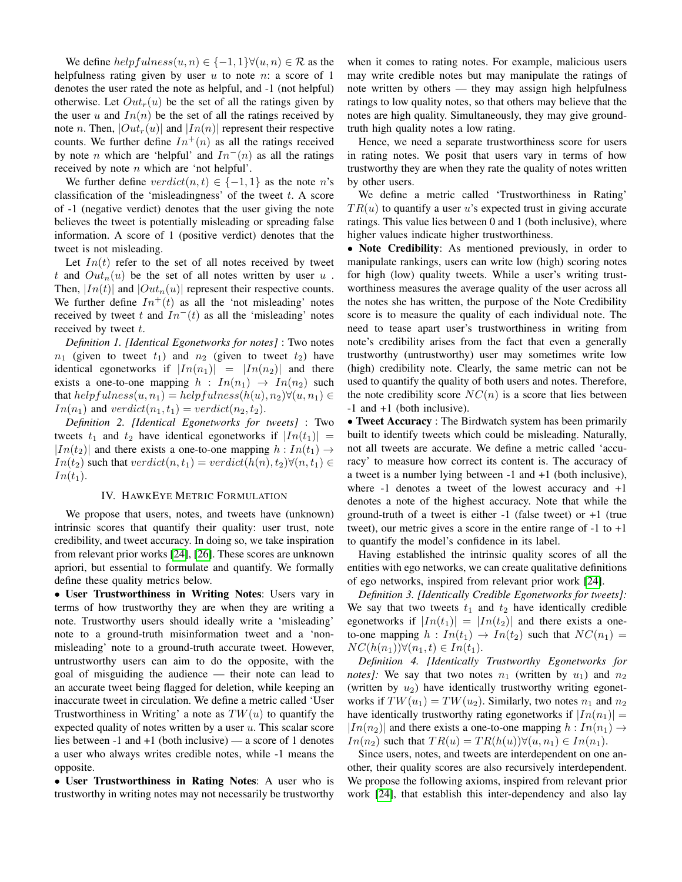We define $helpfulness(u, n) \in \{-1, 1\} \forall (u, n) \in \mathcal{R}$ as the helpfulness rating given by user $u$ to note $n$: a score of 1 denotes the user rated the note as helpful, and -1 (not helpful) otherwise. Let $Out_r(u)$ be the set of all the ratings given by the user $u$ and $In(n)$ be the set of all the ratings received by note $n$. Then, $|Out_r(u)|$ and $|In(n)|$ represent their respective counts. We further define $In^+(n)$ as all the ratings received by note $n$ which are 'helpful' and $In^-(n)$ as all the ratings received by note $n$ which are 'not helpful'.

We further define $verdict(n, t) \in \{-1, 1\}$ as the note $n$'s classification of the 'misleadingness' of the tweet $t$. A score of -1 (negative verdict) denotes that the user giving the note believes the tweet is potentially misleading or spreading false information. A score of 1 (positive verdict) denotes that the tweet is not misleading.

Let $In(t)$ refer to the set of all notes received by tweet $t$ and $Out_n(u)$ be the set of all notes written by user $u$. Then, $|In(t)|$ and $|Out_n(u)|$ represent their respective counts. We further define $In^+(t)$ as all the 'not misleading' notes received by tweet $t$ and $In^-(t)$ as all the 'misleading' notes received by tweet $t$.

*Definition 1. [Identical Egonetworks for notes]* : Two notes $n_1$ (given to tweet $t_1$) and $n_2$ (given to tweet $t_2$) have identical egonetworks if $|In(n_1)| = |In(n_2)|$ and there exists a one-to-one mapping $h : In(n_1) \rightarrow In(n_2)$ such that $helpfulness(u, n_1) = helpfulness(h(u), n_2) \forall (u, n_1) \in In(n_1)$ and $verdict(n_1, t_1) = verdict(n_2, t_2)$.

*Definition 2. [Identical Egonetworks for tweets]* : Two tweets $t_1$ and $t_2$ have identical egonetworks if $|In(t_1)| = |In(t_2)|$ and there exists a one-to-one mapping $h : In(t_1) \rightarrow In(t_2)$ such that $verdict(n, t_1) = verdict(h(n), t_2) \forall (n, t_1) \in In(t_1)$.

## IV. HawkEye Metric Formulation

We propose that users, notes, and tweets have (unknown) intrinsic scores that quantify their quality: user trust, note credibility, and tweet accuracy. In doing so, we take inspiration from relevant prior works [24], [26]. These scores are unknown apriori, but essential to formulate and quantify. We formally define these quality metrics below.

• **User Trustworthiness in Writing Notes**: Users vary in terms of how trustworthy they are when they are writing a note. Trustworthy users should ideally write a 'misleading' note to a ground-truth misinformation tweet and a 'non-misleading' note to a ground-truth accurate tweet. However, untrustworthy users can aim to do the opposite, with the goal of misguiding the audience — their note can lead to an accurate tweet being flagged for deletion, while keeping an inaccurate tweet in circulation. We define a metric called 'User Trustworthiness in Writing' a note as $TW(u)$ to quantify the expected quality of notes written by a user $u$. This scalar score lies between -1 and +1 (both inclusive) — a score of 1 denotes a user who always writes credible notes, while -1 means the opposite.

• **User Trustworthiness in Rating Notes**: A user who is trustworthy in writing notes may not necessarily be trustworthy when it comes to rating notes. For example, malicious users may write credible notes but may manipulate the ratings of note written by others — they may assign high helpfulness ratings to low quality notes, so that others may believe that the notes are high quality. Simultaneously, they may give ground-truth high quality notes a low rating.

Hence, we need a separate trustworthiness score for users in rating notes. We posit that users vary in terms of how trustworthy they are when they rate the quality of notes written by other users.

We define a metric called 'Trustworthiness in Rating' $TR(u)$ to quantify a user $u$'s expected trust in giving accurate ratings. This value lies between 0 and 1 (both inclusive), where higher values indicate higher trustworthiness.

• **Note Credibility**: As mentioned previously, in order to manipulate rankings, users can write low (high) scoring notes for high (low) quality tweets. While a user's writing trustworthiness measures the average quality of the user across all the notes she has written, the purpose of the Note Credibility score is to measure the quality of each individual note. The need to tease apart user's trustworthiness in writing from note's credibility arises from the fact that even a generally trustworthy (untrustworthy) user may sometimes write low (high) credibility note. Clearly, the same metric can not be used to quantify the quality of both users and notes. Therefore, the note credibility score $NC(n)$ is a score that lies between -1 and +1 (both inclusive).

• **Tweet Accuracy** : The Birdwatch system has been primarily built to identify tweets which could be misleading. Naturally, not all tweets are accurate. We define a metric called 'accuracy' to measure how correct its content is. The accuracy of a tweet is a number lying between -1 and +1 (both inclusive), where -1 denotes a tweet of the lowest accuracy and +1 denotes a note of the highest accuracy. Note that while the ground-truth of a tweet is either -1 (false tweet) or +1 (true tweet), our metric gives a score in the entire range of -1 to +1 to quantify the model's confidence in its label.

Having established the intrinsic quality scores of all the entities with ego networks, we can create qualitative definitions of ego networks, inspired from relevant prior work [24].

*Definition 3. [Identically Credible Egonetworks for tweets]:* We say that two tweets $t_1$ and $t_2$ have identically credible egonetworks if $|In(t_1)| = |In(t_2)|$ and there exists a one-to-one mapping $h : In(t_1) \rightarrow In(t_2)$ such that $NC(n_1) = NC(h(n_1)) \forall (n_1, t) \in In(t_1)$.

*Definition 4. [Identically Trustworthy Egonetworks for notes]:* We say that two notes $n_1$ (written by $u_1$) and $n_2$ (written by $u_2$) have identically trustworthy writing egonetworks if $TW(u_1) = TW(u_2)$. Similarly, two notes $n_1$ and $n_2$ have identically trustworthy rating egonetworks if $|In(n_1)| = |In(n_2)|$ and there exists a one-to-one mapping $h : In(n_1) \rightarrow In(n_2)$ such that $TR(u) = TR(h(u)) \forall (u, n_1) \in In(n_1)$.

Since users, notes, and tweets are interdependent on one another, their quality scores are also recursively interdependent. We propose the following axioms, inspired from relevant prior work [24], that establish this inter-dependency and also lay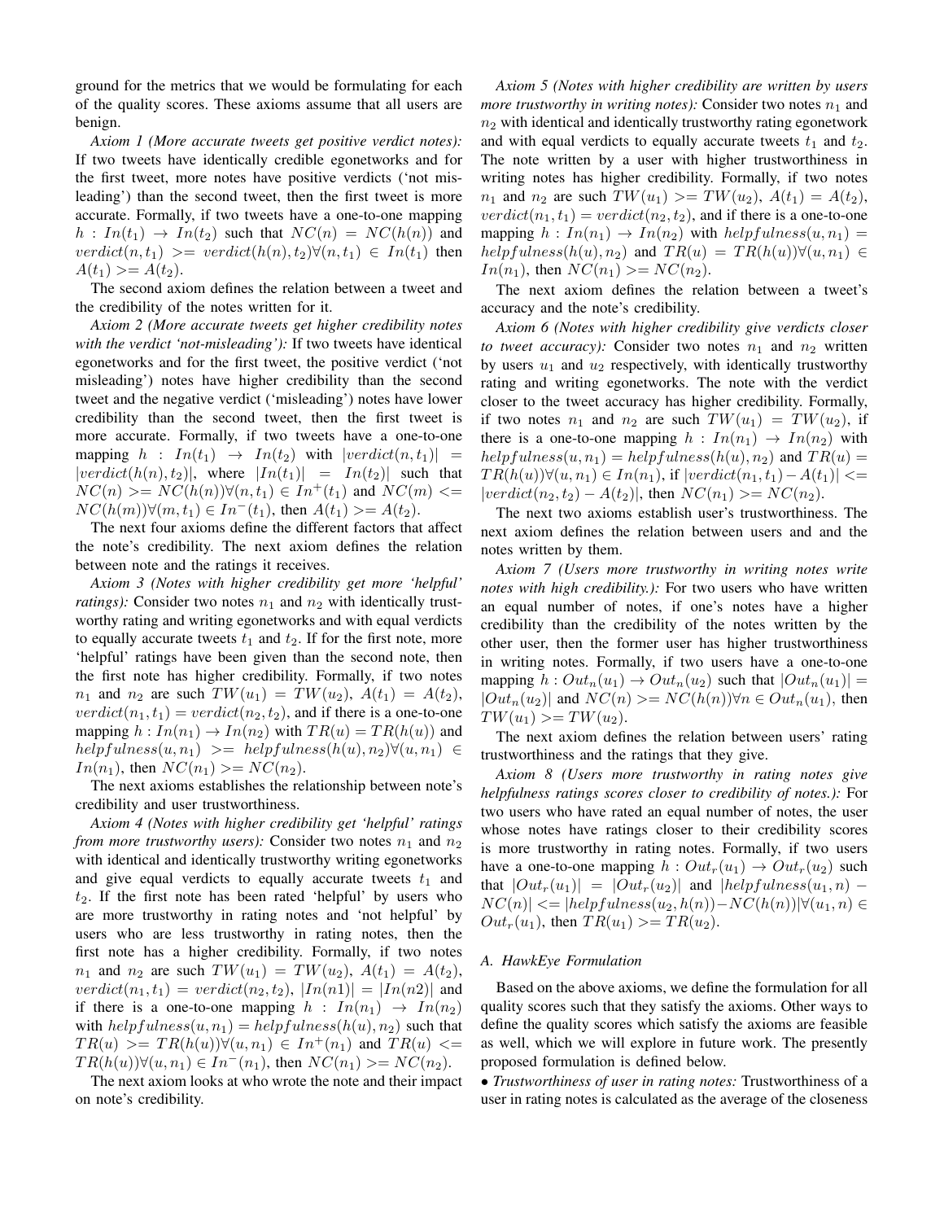ground for the metrics that we would be formulating for each of the quality scores. These axioms assume that all users are benign.

*Axiom 1 (More accurate tweets get positive verdict notes):* If two tweets have identically credible egonetworks and for the first tweet, more notes have positive verdicts ('not misleading') than the second tweet, then the first tweet is more accurate. Formally, if two tweets have a one-to-one mapping $h : In(t_1) \rightarrow In(t_2)$ such that $NC(n) = NC(h(n))$ and $verdict(n, t_1) >= verdict(h(n), t_2) \forall (n, t_1) \in In(t_1)$ then $A(t_1) >= A(t_2)$.

The second axiom defines the relation between a tweet and the credibility of the notes written for it.

*Axiom 2 (More accurate tweets get higher credibility notes with the verdict 'not-misleading'):* If two tweets have identical egonetworks and for the first tweet, the positive verdict ('not misleading') notes have higher credibility than the second tweet and the negative verdict ('misleading') notes have lower credibility than the second tweet, then the first tweet is more accurate. Formally, if two tweets have a one-to-one mapping $h : In(t_1) \rightarrow In(t_2)$ with $|verdict(n, t_1)| = |verdict(h(n), t_2)|$, where $|In(t_1)| = In(t_2)|$ such that $NC(n) >= NC(h(n)) \forall (n, t_1) \in In^+(t_1)$ and $NC(m) <= NC(h(m)) \forall (m, t_1) \in In^-(t_1)$, then $A(t_1) >= A(t_2)$.

The next four axioms define the different factors that affect the note's credibility. The next axiom defines the relation between note and the ratings it receives.

*Axiom 3 (Notes with higher credibility get more 'helpful' ratings):* Consider two notes $n_1$ and $n_2$ with identically trustworthy rating and writing egonetworks and with equal verdicts to equally accurate tweets $t_1$ and $t_2$. If for the first note, more 'helpful' ratings have been given than the second note, then the first note has higher credibility. Formally, if two notes $n_1$ and $n_2$ are such $TW(u_1) = TW(u_2)$, $A(t_1) = A(t_2)$, $verdict(n_1, t_1) = verdict(n_2, t_2)$, and if there is a one-to-one mapping $h : In(n_1) \rightarrow In(n_2)$ with $TR(u) = TR(h(u))$ and $helpfulness(u, n_1) >= helpfulness(h(u), n_2) \forall (u, n_1) \in In(n_1)$, then $NC(n_1) >= NC(n_2)$.

The next axioms establishes the relationship between note's credibility and user trustworthiness.

*Axiom 4 (Notes with higher credibility get 'helpful' ratings from more trustworthy users):* Consider two notes $n_1$ and $n_2$ with identical and identically trustworthy writing egonetworks and give equal verdicts to equally accurate tweets $t_1$ and $t_2$. If the first note has been rated 'helpful' by users who are more trustworthy in rating notes and 'not helpful' by users who are less trustworthy in rating notes, then the first note has a higher credibility. Formally, if two notes $n_1$ and $n_2$ are such $TW(u_1) = TW(u_2)$, $A(t_1) = A(t_2)$, $verdict(n_1, t_1) = verdict(n_2, t_2)$, $|In(n1)| = |In(n2)|$ and if there is a one-to-one mapping $h : In(n_1) \rightarrow In(n_2)$ with $helpfulness(u, n_1) = helpfulness(h(u), n_2)$ such that $TR(u) >= TR(h(u)) \forall (u, n_1) \in In^+(n_1)$ and $TR(u) <= TR(h(u)) \forall (u, n_1) \in In^-(n_1)$, then $NC(n_1) >= NC(n_2)$.

The next axiom looks at who wrote the note and their impact on note's credibility.

*Axiom 5 (Notes with higher credibility are written by users more trustworthy in writing notes):* Consider two notes $n_1$ and $n_2$ with identical and identically trustworthy rating egonetwork and with equal verdicts to equally accurate tweets $t_1$ and $t_2$. The note written by a user with higher trustworthiness in writing notes has higher credibility. Formally, if two notes $n_1$ and $n_2$ are such $TW(u_1) >= TW(u_2)$, $A(t_1) = A(t_2)$, $verdict(n_1, t_1) = verdict(n_2, t_2)$, and if there is a one-to-one mapping $h : In(n_1) \rightarrow In(n_2)$ with $helpfulness(u, n_1) = helpfulness(h(u), n_2)$ and $TR(u) = TR(h(u)) \forall (u, n_1) \in In(n_1)$, then $NC(n_1) >= NC(n_2)$.

The next axiom defines the relation between a tweet's accuracy and the note's credibility.

*Axiom 6 (Notes with higher credibility give verdicts closer to tweet accuracy):* Consider two notes $n_1$ and $n_2$ written by users $u_1$ and $u_2$ respectively, with identically trustworthy rating and writing egonetworks. The note with the verdict closer to the tweet accuracy has higher credibility. Formally, if two notes $n_1$ and $n_2$ are such $TW(u_1) = TW(u_2)$, if there is a one-to-one mapping $h : In(n_1) \rightarrow In(n_2)$ with $helpfulness(u, n_1) = helpfulness(h(u), n_2)$ and $TR(u) = TR(h(u)) \forall (u, n_1) \in In(n_1)$, if $|verdict(n_1, t_1) - A(t_1)| <= |verdict(n_2, t_2) - A(t_2)|$, then $NC(n_1) >= NC(n_2)$.

The next two axioms establish user's trustworthiness. The next axiom defines the relation between users and and the notes written by them.

*Axiom 7 (Users more trustworthy in writing notes write notes with high credibility.):* For two users who have written an equal number of notes, if one's notes have a higher credibility than the credibility of the notes written by the other user, then the former user has higher trustworthiness in writing notes. Formally, if two users have a one-to-one mapping $h : Out_n(u_1) \rightarrow Out_n(u_2)$ such that $|Out_n(u_1)| = |Out_n(u_2)|$ and $NC(n) >= NC(h(n)) \forall n \in Out_n(u_1)$, then $TW(u_1) >= TW(u_2)$.

The next axiom defines the relation between users' rating trustworthiness and the ratings that they give.

*Axiom 8 (Users more trustworthy in rating notes give helpfulness ratings scores closer to credibility of notes.):* For two users who have rated an equal number of notes, the user whose notes have ratings closer to their credibility scores is more trustworthy in rating notes. Formally, if two users have a one-to-one mapping $h : Out_r(u_1) \rightarrow Out_r(u_2)$ such that $|Out_r(u_1)| = |Out_r(u_2)|$ and $|helpfulness(u_1, n) - NC(n)| <= |helpfulness(u_2, h(n)) - NC(h(n))| \forall (u_1, n) \in Out_r(u_1)$, then $TR(u_1) >= TR(u_2)$.

### A. HawkEye Formulation

Based on the above axioms, we define the formulation for all quality scores such that they satisfy the axioms. Other ways to define the quality scores which satisfy the axioms are feasible as well, which we will explore in future work. The presently proposed formulation is defined below.

- *Trustworthiness of user in rating notes:* Trustworthiness of a user in rating notes is calculated as the average of the closeness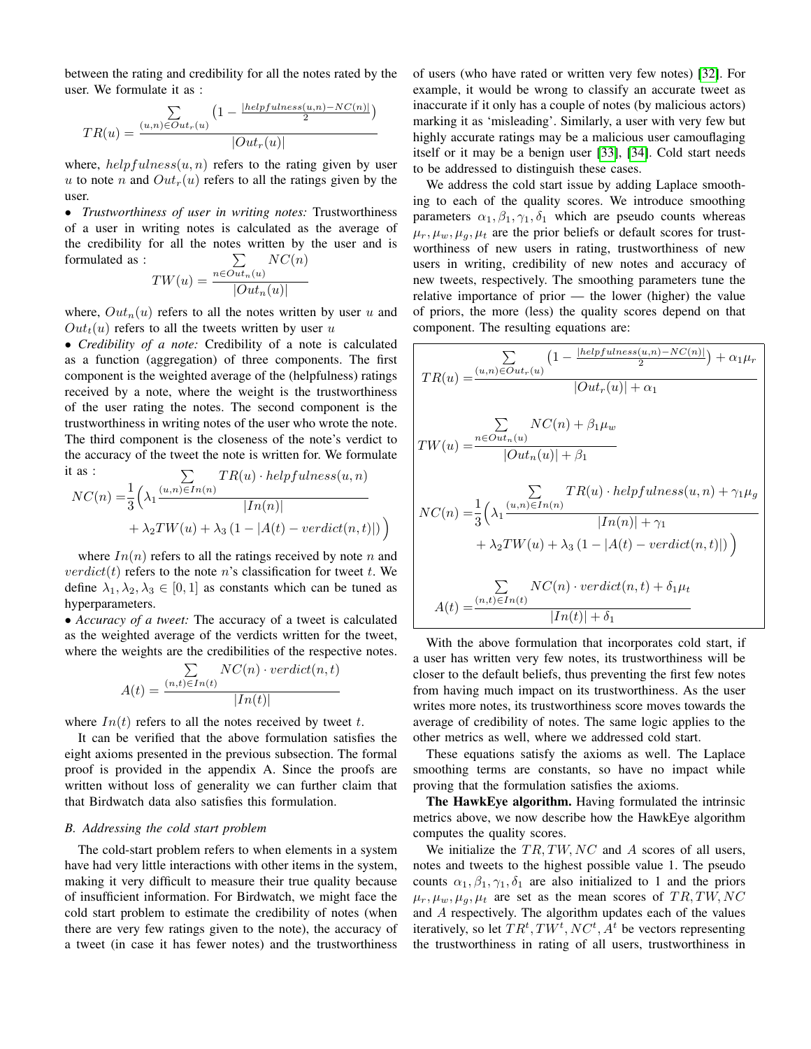between the rating and credibility for all the notes rated by the user. We formulate it as :

$$TR(u) = \frac{\sum_{(u,n)\in Out_r(u)} \left(1 - \frac{|helpfulness(u,n) - NC(n)|}{2}\right)}{|Out_r(u)|}$$

where, $helpfulness(u,n)$ refers to the rating given by user $u$ to note $n$ and $Out_r(u)$ refers to all the ratings given by the user.

• *Trustworthiness of user in writing notes:* Trustworthiness of a user in writing notes is calculated as the average of the credibility for all the notes written by the user and is formulated as :

$$TW(u) = \frac{\sum_{n\in Out_n(u)} NC(n)}{|Out_n(u)|}$$

where, $Out_n(u)$ refers to all the notes written by user $u$ and $Out_t(u)$ refers to all the tweets written by user $u$

• *Credibility of a note:* Credibility of a note is calculated as a function (aggregation) of three components. The first component is the weighted average of the (helpfulness) ratings received by a note, where the weight is the trustworthiness of the user rating the notes. The second component is the trustworthiness in writing notes of the user who wrote the note. The third component is the closeness of the note's verdict to the accuracy of the tweet the note is written for. We formulate it as :

$$NC(n) = \frac{1}{3}\Big(\lambda_1 \frac{\sum_{(u,n)\in In(n)} TR(u)\cdot helpfulness(u,n)}{|In(n)|} + \lambda_2 TW(u) + \lambda_3\left(1 - |A(t) - verdict(n,t)|\right)\Big)$$

where $In(n)$ refers to all the ratings received by note $n$ and $verdict(t)$ refers to the note $n$'s classification for tweet $t$. We define $\lambda_1, \lambda_2, \lambda_3 \in [0,1]$ as constants which can be tuned as hyperparameters.

• *Accuracy of a tweet:* The accuracy of a tweet is calculated as the weighted average of the verdicts written for the tweet, where the weights are the credibilities of the respective notes.

$$A(t) = \frac{\sum_{(n,t)\in In(t)} NC(n)\cdot verdict(n,t)}{|In(t)|}$$

where $In(t)$ refers to all the notes received by tweet $t$.

It can be verified that the above formulation satisfies the eight axioms presented in the previous subsection. The formal proof is provided in the appendix A. Since the proofs are written without loss of generality we can further claim that that Birdwatch data also satisfies this formulation.

### B. Addressing the cold start problem

The cold-start problem refers to when elements in a system have had very little interactions with other items in the system, making it very difficult to measure their true quality because of insufficient information. For Birdwatch, we might face the cold start problem to estimate the credibility of notes (when there are very few ratings given to the note), the accuracy of a tweet (in case it has fewer notes) and the trustworthiness of users (who have rated or written very few notes) [32]. For example, it would be wrong to classify an accurate tweet as inaccurate if it only has a couple of notes (by malicious actors) marking it as 'misleading'. Similarly, a user with very few but highly accurate ratings may be a malicious user camouflaging itself or it may be a benign user [33], [34]. Cold start needs to be addressed to distinguish these cases.

We address the cold start issue by adding Laplace smoothing to each of the quality scores. We introduce smoothing parameters $\alpha_1, \beta_1, \gamma_1, \delta_1$ which are pseudo counts whereas $\mu_r, \mu_w, \mu_g, \mu_t$ are the prior beliefs or default scores for trustworthiness of new users in rating, trustworthiness of new users in writing, credibility of new notes and accuracy of new tweets, respectively. The smoothing parameters tune the relative importance of prior — the lower (higher) the value of priors, the more (less) the quality scores depend on that component. The resulting equations are:

$$TR(u) = \frac{\sum_{(u,n)\in Out_r(u)} \left(1 - \frac{|helpfulness(u,n) - NC(n)|}{2}\right) + \alpha_1\mu_r}{|Out_r(u)| + \alpha_1}$$

$$TW(u) = \frac{\sum_{n\in Out_n(u)} NC(n) + \beta_1\mu_w}{|Out_n(u)| + \beta_1}$$

$$NC(n) = \frac{1}{3}\Big(\lambda_1 \frac{\sum_{(u,n)\in In(n)} TR(u)\cdot helpfulness(u,n) + \gamma_1\mu_g}{|In(n)| + \gamma_1} + \lambda_2 TW(u) + \lambda_3\left(1 - |A(t) - verdict(n,t)|\right)\Big)$$

$$A(t) = \frac{\sum_{(n,t)\in In(t)} NC(n)\cdot verdict(n,t) + \delta_1\mu_t}{|In(t)| + \delta_1}$$

With the above formulation that incorporates cold start, if a user has written very few notes, its trustworthiness will be closer to the default beliefs, thus preventing the first few notes from having much impact on its trustworthiness. As the user writes more notes, its trustworthiness score moves towards the average of credibility of notes. The same logic applies to the other metrics as well, where we addressed cold start.

These equations satisfy the axioms as well. The Laplace smoothing terms are constants, so have no impact while proving that the formulation satisfies the axioms.

**The HawkEye algorithm.** Having formulated the intrinsic metrics above, we now describe how the HawkEye algorithm computes the quality scores.

We initialize the $TR, TW, NC$ and $A$ scores of all users, notes and tweets to the highest possible value 1. The pseudo counts $\alpha_1, \beta_1, \gamma_1, \delta_1$ are also initialized to 1 and the priors $\mu_r, \mu_w, \mu_g, \mu_t$ are set as the mean scores of $TR, TW, NC$ and $A$ respectively. The algorithm updates each of the values iteratively, so let $TR^t, TW^t, NC^t, A^t$ be vectors representing the trustworthiness in rating of all users, trustworthiness in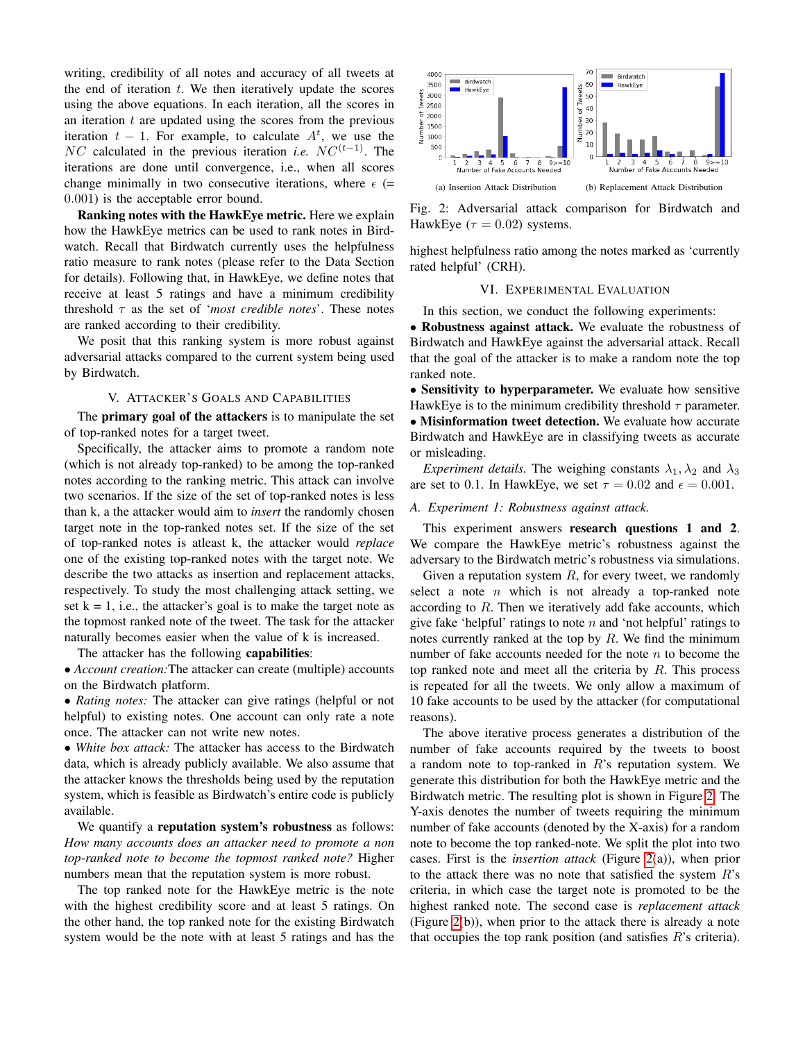writing, credibility of all notes and accuracy of all tweets at the end of iteration $t$. We then iteratively update the scores using the above equations. In each iteration, all the scores in an iteration $t$ are updated using the scores from the previous iteration $t-1$. For example, to calculate $A^t$, we use the $NC$ calculated in the previous iteration *i.e.* $NC^{(t-1)}$. The iterations are done until convergence, i.e., when all scores change minimally in two consecutive iterations, where $\epsilon$ (= 0.001) is the acceptable error bound.

**Ranking notes with the HawkEye metric.** Here we explain how the HawkEye metrics can be used to rank notes in Birdwatch. Recall that Birdwatch currently uses the helpfulness ratio measure to rank notes (please refer to the Data Section for details). Following that, in HawkEye, we define notes that receive at least 5 ratings and have a minimum credibility threshold $\tau$ as the set of '*most credible notes*'. These notes are ranked according to their credibility.

We posit that this ranking system is more robust against adversarial attacks compared to the current system being used by Birdwatch.

## V. Attacker's Goals and Capabilities

The **primary goal of the attackers** is to manipulate the set of top-ranked notes for a target tweet.

Specifically, the attacker aims to promote a random note (which is not already top-ranked) to be among the top-ranked notes according to the ranking metric. This attack can involve two scenarios. If the size of the set of top-ranked notes is less than k, a the attacker would aim to *insert* the randomly chosen target note in the top-ranked notes set. If the size of the set of top-ranked notes is atleast k, the attacker would *replace* one of the existing top-ranked notes with the target note. We describe the two attacks as insertion and replacement attacks, respectively. To study the most challenging attack setting, we set k = 1, i.e., the attacker's goal is to make the target note as the topmost ranked note of the tweet. The task for the attacker naturally becomes easier when the value of k is increased.

The attacker has the following **capabilities**:

• *Account creation:* The attacker can create (multiple) accounts on the Birdwatch platform.

• *Rating notes:* The attacker can give ratings (helpful or not helpful) to existing notes. One account can only rate a note once. The attacker can not write new notes.

• *White box attack:* The attacker has access to the Birdwatch data, which is already publicly available. We also assume that the attacker knows the thresholds being used by the reputation system, which is feasible as Birdwatch's entire code is publicly available.

We quantify a **reputation system's robustness** as follows: *How many accounts does an attacker need to promote a non top-ranked note to become the topmost ranked note?* Higher numbers mean that the reputation system is more robust.

The top ranked note for the HawkEye metric is the note with the highest credibility score and at least 5 ratings. On the other hand, the top ranked note for the existing Birdwatch system would be the note with at least 5 ratings and has the highest helpfulness ratio among the notes marked as 'currently rated helpful' (CRH).

(a) Insertion Attack Distribution

(b) Replacement Attack Distribution

Fig. 2: Adversarial attack comparison for Birdwatch and HawkEye ($\tau = 0.02$) systems.

## VI. Experimental Evaluation

In this section, we conduct the following experiments:

• **Robustness against attack.** We evaluate the robustness of Birdwatch and HawkEye against the adversarial attack. Recall that the goal of the attacker is to make a random note the top ranked note.

• **Sensitivity to hyperparameter.** We evaluate how sensitive HawkEye is to the minimum credibility threshold $\tau$ parameter.

• **Misinformation tweet detection.** We evaluate how accurate Birdwatch and HawkEye are in classifying tweets as accurate or misleading.

*Experiment details.* The weighing constants $\lambda_1, \lambda_2$ and $\lambda_3$ are set to 0.1. In HawkEye, we set $\tau = 0.02$ and $\epsilon = 0.001$.

### A. Experiment 1: Robustness against attack.

This experiment answers **research questions 1 and 2**. We compare the HawkEye metric's robustness against the adversary to the Birdwatch metric's robustness via simulations.

Given a reputation system $R$, for every tweet, we randomly select a note $n$ which is not already a top-ranked note according to $R$. Then we iteratively add fake accounts, which give fake 'helpful' ratings to note $n$ and 'not helpful' ratings to notes currently ranked at the top by $R$. We find the minimum number of fake accounts needed for the note $n$ to become the top ranked note and meet all the criteria by $R$. This process is repeated for all the tweets. We only allow a maximum of 10 fake accounts to be used by the attacker (for computational reasons).

The above iterative process generates a distribution of the number of fake accounts required by the tweets to boost a random note to top-ranked in $R$'s reputation system. We generate this distribution for both the HawkEye metric and the Birdwatch metric. The resulting plot is shown in Figure 2. The Y-axis denotes the number of tweets requiring the minimum number of fake accounts (denoted by the X-axis) for a random note to become the top ranked-note. We split the plot into two cases. First is the *insertion attack* (Figure 2(a)), when prior to the attack there was no note that satisfied the system $R$'s criteria, in which case the target note is promoted to be the highest ranked note. The second case is *replacement attack* (Figure 2(b)), when prior to the attack there is already a note that occupies the top rank position (and satisfies $R$'s criteria).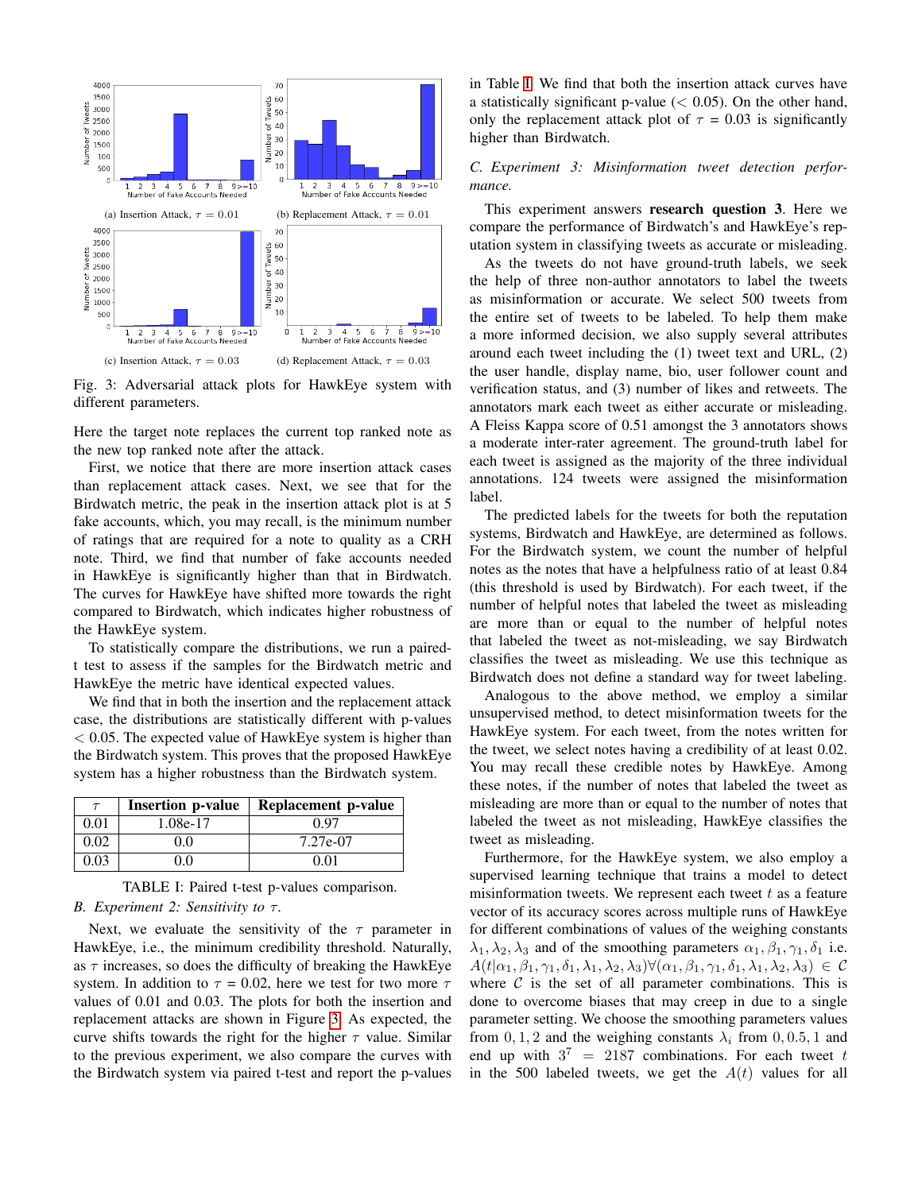Fig. 3: Adversarial attack plots for HawkEye system with different parameters.

(a) Insertion Attack, $\tau = 0.01$

(b) Replacement Attack, $\tau = 0.01$

(c) Insertion Attack, $\tau = 0.03$

(d) Replacement Attack, $\tau = 0.03$

Here the target note replaces the current top ranked note as the new top ranked note after the attack.

First, we notice that there are more insertion attack cases than replacement attack cases. Next, we see that for the Birdwatch metric, the peak in the insertion attack plot is at 5 fake accounts, which, you may recall, is the minimum number of ratings that are required for a note to quality as a CRH note. Third, we find that number of fake accounts needed in HawkEye is significantly higher than that in Birdwatch. The curves for HawkEye have shifted more towards the right compared to Birdwatch, which indicates higher robustness of the HawkEye system.

To statistically compare the distributions, we run a paired-t test to assess if the samples for the Birdwatch metric and HawkEye the metric have identical expected values.

We find that in both the insertion and the replacement attack case, the distributions are statistically different with p-values $< 0.05$. The expected value of HawkEye system is higher than the Birdwatch system. This proves that the proposed HawkEye system has a higher robustness than the Birdwatch system.

| $\tau$ | Insertion p-value | Replacement p-value |
|---|---|---|
| 0.01 | 1.08e-17 | 0.97 |
| 0.02 | 0.0 | 7.27e-07 |
| 0.03 | 0.0 | 0.01 |

TABLE I: Paired t-test p-values comparison.

### B. Experiment 2: Sensitivity to $\tau$.

Next, we evaluate the sensitivity of the $\tau$ parameter in HawkEye, i.e., the minimum credibility threshold. Naturally, as $\tau$ increases, so does the difficulty of breaking the HawkEye system. In addition to $\tau$ = 0.02, here we test for two more $\tau$ values of 0.01 and 0.03. The plots for both the insertion and replacement attacks are shown in Figure 3. As expected, the curve shifts towards the right for the higher $\tau$ value. Similar to the previous experiment, we also compare the curves with the Birdwatch system via paired t-test and report the p-values in Table I. We find that both the insertion attack curves have a statistically significant p-value ($<$ 0.05). On the other hand, only the replacement attack plot of $\tau$ = 0.03 is significantly higher than Birdwatch.

### C. Experiment 3: Misinformation tweet detection performance.

This experiment answers **research question 3**. Here we compare the performance of Birdwatch's and HawkEye's reputation system in classifying tweets as accurate or misleading.

As the tweets do not have ground-truth labels, we seek the help of three non-author annotators to label the tweets as misinformation or accurate. We select 500 tweets from the entire set of tweets to be labeled. To help them make a more informed decision, we also supply several attributes around each tweet including the (1) tweet text and URL, (2) the user handle, display name, bio, user follower count and verification status, and (3) number of likes and retweets. The annotators mark each tweet as either accurate or misleading. A Fleiss Kappa score of 0.51 amongst the 3 annotators shows a moderate inter-rater agreement. The ground-truth label for each tweet is assigned as the majority of the three individual annotations. 124 tweets were assigned the misinformation label.

The predicted labels for the tweets for both the reputation systems, Birdwatch and HawkEye, are determined as follows. For the Birdwatch system, we count the number of helpful notes as the notes that have a helpfulness ratio of at least 0.84 (this threshold is used by Birdwatch). For each tweet, if the number of helpful notes that labeled the tweet as misleading are more than or equal to the number of helpful notes that labeled the tweet as not-misleading, we say Birdwatch classifies the tweet as misleading. We use this technique as Birdwatch does not define a standard way for tweet labeling.

Analogous to the above method, we employ a similar unsupervised method, to detect misinformation tweets for the HawkEye system. For each tweet, from the notes written for the tweet, we select notes having a credibility of at least 0.02. You may recall these credible notes by HawkEye. Among these notes, if the number of notes that labeled the tweet as misleading are more than or equal to the number of notes that labeled the tweet as not misleading, HawkEye classifies the tweet as misleading.

Furthermore, for the HawkEye system, we also employ a supervised learning technique that trains a model to detect misinformation tweets. We represent each tweet $t$ as a feature vector of its accuracy scores across multiple runs of HawkEye for different combinations of values of the weighing constants $\lambda_1, \lambda_2, \lambda_3$ and of the smoothing parameters $\alpha_1, \beta_1, \gamma_1, \delta_1$ i.e. $A(t|\alpha_1, \beta_1, \gamma_1, \delta_1, \lambda_1, \lambda_2, \lambda_3) \forall (\alpha_1, \beta_1, \gamma_1, \delta_1, \lambda_1, \lambda_2, \lambda_3) \in \mathcal{C}$ where $\mathcal{C}$ is the set of all parameter combinations. This is done to overcome biases that may creep in due to a single parameter setting. We choose the smoothing parameters values from $0, 1, 2$ and the weighing constants $\lambda_i$ from $0, 0.5, 1$ and end up with $3^7 = 2187$ combinations. For each tweet $t$ in the 500 labeled tweets, we get the $A(t)$ values for all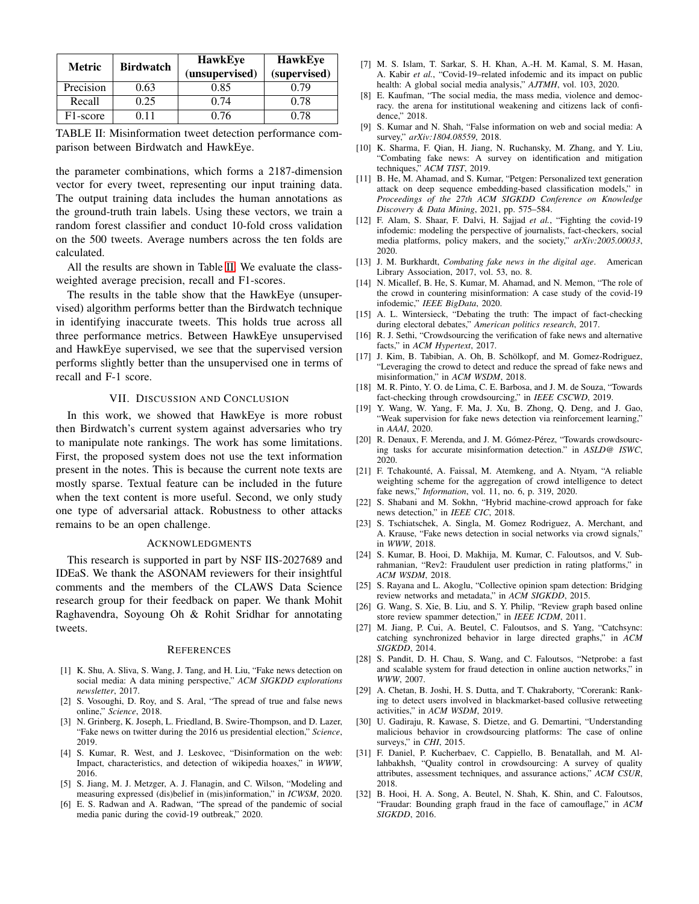| Metric | Birdwatch | HawkEye (unsupervised) | HawkEye (supervised) |
|---|---|---|---|
| Precision | 0.63 | 0.85 | 0.79 |
| Recall | 0.25 | 0.74 | 0.78 |
| F1-score | 0.11 | 0.76 | 0.78 |

TABLE II: Misinformation tweet detection performance comparison between Birdwatch and HawkEye.

the parameter combinations, which forms a 2187-dimension vector for every tweet, representing our input training data. The output training data includes the human annotations as the ground-truth train labels. Using these vectors, we train a random forest classifier and conduct 10-fold cross validation on the 500 tweets. Average numbers across the ten folds are calculated.

All the results are shown in Table II. We evaluate the class-weighted average precision, recall and F1-scores.

The results in the table show that the HawkEye (unsupervised) algorithm performs better than the Birdwatch technique in identifying inaccurate tweets. This holds true across all three performance metrics. Between HawkEye unsupervised and HawkEye supervised, we see that the supervised version performs slightly better than the unsupervised one in terms of recall and F-1 score.

## VII. Discussion and Conclusion

In this work, we showed that HawkEye is more robust then Birdwatch's current system against adversaries who try to manipulate note rankings. The work has some limitations. First, the proposed system does not use the text information present in the notes. This is because the current note texts are mostly sparse. Textual feature can be included in the future when the text content is more useful. Second, we only study one type of adversarial attack. Robustness to other attacks remains to be an open challenge.

## Acknowledgments

This research is supported in part by NSF IIS-2027689 and IDEaS. We thank the ASONAM reviewers for their insightful comments and the members of the CLAWS Data Science research group for their feedback on paper. We thank Mohit Raghavendra, Soyoung Oh & Rohit Sridhar for annotating tweets.

## References

[1] K. Shu, A. Sliva, S. Wang, J. Tang, and H. Liu, "Fake news detection on social media: A data mining perspective," *ACM SIGKDD explorations newsletter*, 2017.

[2] S. Vosoughi, D. Roy, and S. Aral, "The spread of true and false news online," *Science*, 2018.

[3] N. Grinberg, K. Joseph, L. Friedland, B. Swire-Thompson, and D. Lazer, "Fake news on twitter during the 2016 us presidential election," *Science*, 2019.

[4] S. Kumar, R. West, and J. Leskovec, "Disinformation on the web: Impact, characteristics, and detection of wikipedia hoaxes," in *WWW*, 2016.

[5] S. Jiang, M. J. Metzger, A. J. Flanagin, and C. Wilson, "Modeling and measuring expressed (dis)belief in (mis)information," in *ICWSM*, 2020.

[6] E. S. Radwan and A. Radwan, "The spread of the pandemic of social media panic during the covid-19 outbreak," 2020.

[7] M. S. Islam, T. Sarkar, S. H. Khan, A.-H. M. Kamal, S. M. Hasan, A. Kabir *et al.*, "Covid-19–related infodemic and its impact on public health: A global social media analysis," *AJTMH*, vol. 103, 2020.

[8] E. Kaufman, "The social media, the mass media, violence and democracy. the arena for institutional weakening and citizens lack of confidence," 2018.

[9] S. Kumar and N. Shah, "False information on web and social media: A survey," *arXiv:1804.08559*, 2018.

[10] K. Sharma, F. Qian, H. Jiang, N. Ruchansky, M. Zhang, and Y. Liu, "Combating fake news: A survey on identification and mitigation techniques," *ACM TIST*, 2019.

[11] B. He, M. Ahamad, and S. Kumar, "Petgen: Personalized text generation attack on deep sequence embedding-based classification models," in *Proceedings of the 27th ACM SIGKDD Conference on Knowledge Discovery & Data Mining*, 2021, pp. 575–584.

[12] F. Alam, S. Shaar, F. Dalvi, H. Sajjad *et al.*, "Fighting the covid-19 infodemic: modeling the perspective of journalists, fact-checkers, social media platforms, policy makers, and the society," *arXiv:2005.00033*, 2020.

[13] J. M. Burkhardt, *Combating fake news in the digital age*. American Library Association, 2017, vol. 53, no. 8.

[14] N. Micallef, B. He, S. Kumar, M. Ahamad, and N. Memon, "The role of the crowd in countering misinformation: A case study of the covid-19 infodemic," *IEEE BigData*, 2020.

[15] A. L. Wintersieck, "Debating the truth: The impact of fact-checking during electoral debates," *American politics research*, 2017.

[16] R. J. Sethi, "Crowdsourcing the verification of fake news and alternative facts," in *ACM Hypertext*, 2017.

[17] J. Kim, B. Tabibian, A. Oh, B. Schölkopf, and M. Gomez-Rodriguez, "Leveraging the crowd to detect and reduce the spread of fake news and misinformation," in *ACM WSDM*, 2018.

[18] M. R. Pinto, Y. O. de Lima, C. E. Barbosa, and J. M. de Souza, "Towards fact-checking through crowdsourcing," in *IEEE CSCWD*, 2019.

[19] Y. Wang, W. Yang, F. Ma, J. Xu, B. Zhong, Q. Deng, and J. Gao, "Weak supervision for fake news detection via reinforcement learning," in *AAAI*, 2020.

[20] R. Denaux, F. Merenda, and J. M. Gómez-Pérez, "Towards crowdsourcing tasks for accurate misinformation detection." in *ASLD@ ISWC*, 2020.

[21] F. Tchakounté, A. Faissal, M. Atemkeng, and A. Ntyam, "A reliable weighting scheme for the aggregation of crowd intelligence to detect fake news," *Information*, vol. 11, no. 6, p. 319, 2020.

[22] S. Shabani and M. Sokhn, "Hybrid machine-crowd approach for fake news detection," in *IEEE CIC*, 2018.

[23] S. Tschiatschek, A. Singla, M. Gomez Rodriguez, A. Merchant, and A. Krause, "Fake news detection in social networks via crowd signals," in *WWW*, 2018.

[24] S. Kumar, B. Hooi, D. Makhija, M. Kumar, C. Faloutsos, and V. Subrahmanian, "Rev2: Fraudulent user prediction in rating platforms," in *ACM WSDM*, 2018.

[25] S. Rayana and L. Akoglu, "Collective opinion spam detection: Bridging review networks and metadata," in *ACM SIGKDD*, 2015.

[26] G. Wang, S. Xie, B. Liu, and S. Y. Philip, "Review graph based online store review spammer detection," in *IEEE ICDM*, 2011.

[27] M. Jiang, P. Cui, A. Beutel, C. Faloutsos, and S. Yang, "Catchsync: catching synchronized behavior in large directed graphs," in *ACM SIGKDD*, 2014.

[28] S. Pandit, D. H. Chau, S. Wang, and C. Faloutsos, "Netprobe: a fast and scalable system for fraud detection in online auction networks," in *WWW*, 2007.

[29] A. Chetan, B. Joshi, H. S. Dutta, and T. Chakraborty, "Corerank: Ranking to detect users involved in blackmarket-based collusive retweeting activities," in *ACM WSDM*, 2019.

[30] U. Gadiraju, R. Kawase, S. Dietze, and G. Demartini, "Understanding malicious behavior in crowdsourcing platforms: The case of online surveys," in *CHI*, 2015.

[31] F. Daniel, P. Kucherbaev, C. Cappiello, B. Benatallah, and M. Allahbakhsh, "Quality control in crowdsourcing: A survey of quality attributes, assessment techniques, and assurance actions," *ACM CSUR*, 2018.

[32] B. Hooi, H. A. Song, A. Beutel, N. Shah, K. Shin, and C. Faloutsos, "Fraudar: Bounding graph fraud in the face of camouflage," in *ACM SIGKDD*, 2016.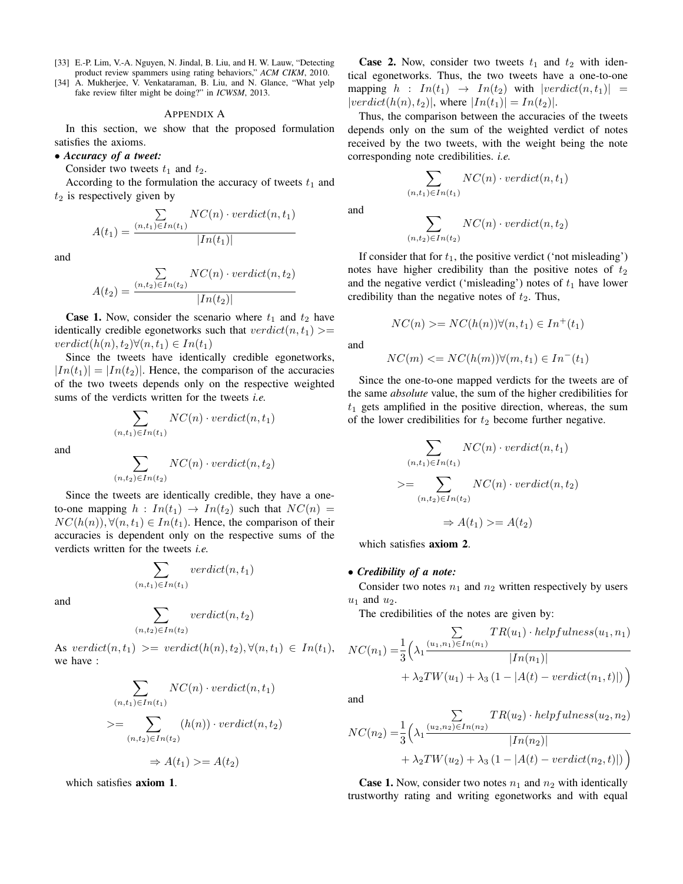[33] E.-P. Lim, V.-A. Nguyen, N. Jindal, B. Liu, and H. W. Lauw, "Detecting product review spammers using rating behaviors," *ACM CIKM*, 2010.

[34] A. Mukherjee, V. Venkataraman, B. Liu, and N. Glance, "What yelp fake review filter might be doing?" in *ICWSM*, 2013.

## APPENDIX A

In this section, we show that the proposed formulation satisfies the axioms.

• ***Accuracy of a tweet:***

Consider two tweets $t_1$ and $t_2$.

According to the formulation the accuracy of tweets $t_1$ and $t_2$ is respectively given by

$$A(t_1) = \frac{\sum_{(n,t_1)\in In(t_1)} NC(n) \cdot verdict(n, t_1)}{|In(t_1)|}$$

and

$$A(t_2) = \frac{\sum_{(n,t_2)\in In(t_2)} NC(n) \cdot verdict(n, t_2)}{|In(t_2)|}$$

**Case 1.** Now, consider the scenario where $t_1$ and $t_2$ have identically credible egonetworks such that $verdict(n, t_1) >= verdict(h(n), t_2) \forall (n, t_1) \in In(t_1)$

Since the tweets have identically credible egonetworks, $|In(t_1)| = |In(t_2)|$. Hence, the comparison of the accuracies of the two tweets depends only on the respective weighted sums of the verdicts written for the tweets *i.e.*

$$\sum_{(n,t_1)\in In(t_1)} NC(n) \cdot verdict(n, t_1)$$

and

$$\sum_{(n,t_2)\in In(t_2)} NC(n) \cdot verdict(n, t_2)$$

Since the tweets are identically credible, they have a one-to-one mapping $h : In(t_1) \to In(t_2)$ such that $NC(n) = NC(h(n)), \forall (n, t_1) \in In(t_1)$. Hence, the comparison of their accuracies is dependent only on the respective sums of the verdicts written for the tweets *i.e.*

$$\sum_{(n,t_1)\in In(t_1)} verdict(n, t_1)$$

and

$$\sum_{(n,t_2)\in In(t_2)} verdict(n, t_2)$$

As $verdict(n, t_1) >= verdict(h(n), t_2), \forall (n, t_1) \in In(t_1)$, we have :

$$\sum_{(n,t_1)\in In(t_1)} NC(n) \cdot verdict(n, t_1)$$

$$>= \sum_{(n,t_2)\in In(t_2)} (h(n)) \cdot verdict(n, t_2)$$

$$\Rightarrow A(t_1) >= A(t_2)$$

which satisfies **axiom 1**.

**Case 2.** Now, consider two tweets $t_1$ and $t_2$ with identical egonetworks. Thus, the two tweets have a one-to-one mapping $h : In(t_1) \to In(t_2)$ with $|verdict(n, t_1)| = |verdict(h(n), t_2)|$, where $|In(t_1)| = In(t_2)|$.

Thus, the comparison between the accuracies of the tweets depends only on the sum of the weighted verdict of notes received by the two tweets, with the weight being the note corresponding note credibilities. *i.e.*

$$\sum_{(n,t_1)\in In(t_1)} NC(n) \cdot verdict(n, t_1)$$

and

$$\sum_{(n,t_2)\in In(t_2)} NC(n) \cdot verdict(n, t_2)$$

If consider that for $t_1$, the positive verdict ('not misleading') notes have higher credibility than the positive notes of $t_2$ and the negative verdict ('misleading') notes of $t_1$ have lower credibility than the negative notes of $t_2$. Thus,

$$NC(n) >= NC(h(n)) \forall (n, t_1) \in In^+(t_1)$$

and

$$NC(m) <= NC(h(m)) \forall (m, t_1) \in In^-(t_1)$$

Since the one-to-one mapped verdicts for the tweets are of the same *absolute* value, the sum of the higher credibilities for $t_1$ gets amplified in the positive direction, whereas, the sum of the lower credibilities for $t_2$ become further negative.

$$\sum_{(n,t_1)\in In(t_1)} NC(n) \cdot verdict(n, t_1)$$

$$>= \sum_{(n,t_2)\in In(t_2)} NC(n) \cdot verdict(n, t_2)$$

$$\Rightarrow A(t_1) >= A(t_2)$$

which satisfies **axiom 2**.

• ***Credibility of a note:***

Consider two notes $n_1$ and $n_2$ written respectively by users $u_1$ and $u_2$.

The credibilities of the notes are given by:

$$NC(n_1) = \frac{1}{3}\Big(\lambda_1 \frac{\sum_{(u_1,n_1)\in In(n_1)} TR(u_1) \cdot helpfulness(u_1, n_1)}{|In(n_1)|} + \lambda_2 TW(u_1) + \lambda_3 \left(1 - |A(t) - verdict(n_1, t)|\right)\Big)$$

and

$$NC(n_2) = \frac{1}{3}\Big(\lambda_1 \frac{\sum_{(u_2,n_2)\in In(n_2)} TR(u_2) \cdot helpfulness(u_2, n_2)}{|In(n_2)|} + \lambda_2 TW(u_2) + \lambda_3 \left(1 - |A(t) - verdict(n_2, t)|\right)\Big)$$

**Case 1.** Now, consider two notes $n_1$ and $n_2$ with identically trustworthy rating and writing egonetworks and with equal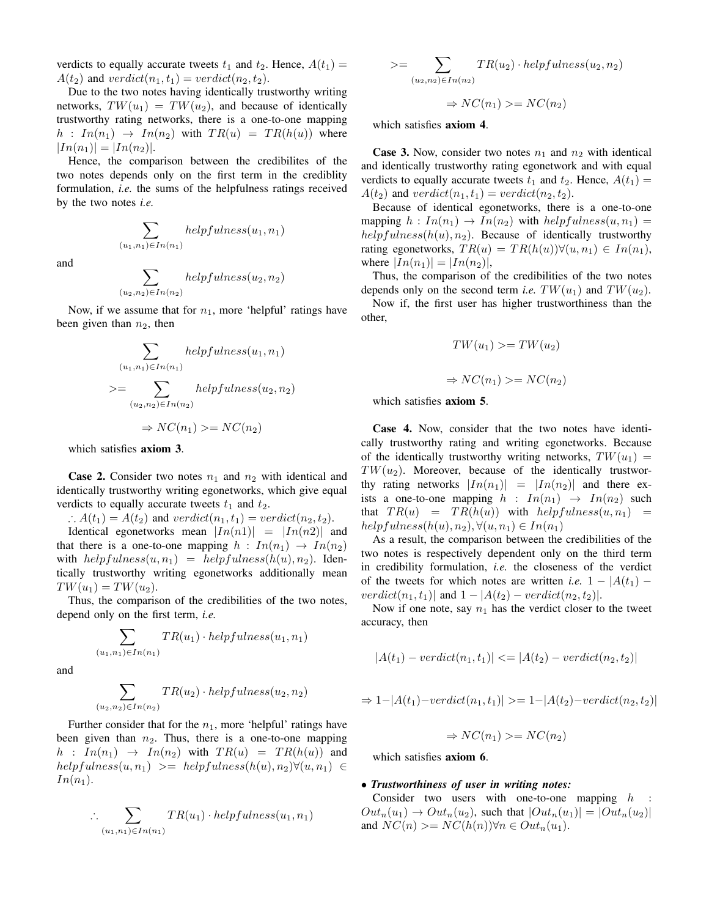verdicts to equally accurate tweets $t_1$ and $t_2$. Hence, $A(t_1) = A(t_2)$ and $verdict(n_1, t_1) = verdict(n_2, t_2)$.

Due to the two notes having identically trustworthy writing networks, $TW(u_1) = TW(u_2)$, and because of identically trustworthy rating networks, there is a one-to-one mapping $h : In(n_1) \rightarrow In(n_2)$ with $TR(u) = TR(h(u))$ where $|In(n_1)| = |In(n_2)|$.

Hence, the comparison between the credibilites of the two notes depends only on the first term in the crediblity formulation, *i.e.* the sums of the helpfulness ratings received by the two notes *i.e.*

$$\sum_{(u_1,n_1) \in In(n_1)} helpfulness(u_1, n_1)$$

and

$$\sum_{(u_2,n_2) \in In(n_2)} helpfulness(u_2, n_2)$$

Now, if we assume that for $n_1$, more 'helpful' ratings have been given than $n_2$, then

$$\sum_{(u_1,n_1) \in In(n_1)} helpfulness(u_1, n_1)$$

$$>= \sum_{(u_2,n_2) \in In(n_2)} helpfulness(u_2, n_2)$$

$$\Rightarrow NC(n_1) >= NC(n_2)$$

which satisfies **axiom 3**.

**Case 2.** Consider two notes $n_1$ and $n_2$ with identical and identically trustworthy writing egonetworks, which give equal verdicts to equally accurate tweets $t_1$ and $t_2$.

$\therefore A(t_1) = A(t_2)$ and $verdict(n_1, t_1) = verdict(n_2, t_2)$.

Identical egonetworks mean $|In(n1)| = |In(n2)|$ and that there is a one-to-one mapping $h : In(n_1) \rightarrow In(n_2)$ with $helpfulness(u, n_1) = helpfulness(h(u), n_2)$. Identically trustworthy writing egonetworks additionally mean $TW(u_1) = TW(u_2)$.

Thus, the comparison of the credibilities of the two notes, depend only on the first term, *i.e.*

$$\sum_{(u_1,n_1) \in In(n_1)} TR(u_1) \cdot helpfulness(u_1, n_1)$$

and

$$\sum_{(u_2,n_2) \in In(n_2)} TR(u_2) \cdot helpfulness(u_2, n_2)$$

Further consider that for the $n_1$, more 'helpful' ratings have been given than $n_2$. Thus, there is a one-to-one mapping $h : In(n_1) \rightarrow In(n_2)$ with $TR(u) = TR(h(u))$ and $helpfulness(u, n_1) >= helpfulness(h(u), n_2) \forall (u, n_1) \in In(n_1)$.

$$\therefore \sum_{(u_1,n_1) \in In(n_1)} TR(u_1) \cdot helpfulness(u_1, n_1)$$

$$>= \sum_{(u_2,n_2) \in In(n_2)} TR(u_2) \cdot helpfulness(u_2, n_2)$$

$$\Rightarrow NC(n_1) >= NC(n_2)$$

which satisfies **axiom 4**.

**Case 3.** Now, consider two notes $n_1$ and $n_2$ with identical and identically trustworthy rating egonetwork and with equal verdicts to equally accurate tweets $t_1$ and $t_2$. Hence, $A(t_1) = A(t_2)$ and $verdict(n_1, t_1) = verdict(n_2, t_2)$.

Because of identical egonetworks, there is a one-to-one mapping $h : In(n_1) \rightarrow In(n_2)$ with $helpfulness(u, n_1) = helpfulness(h(u), n_2)$. Because of identically trustworthy rating egonetworks, $TR(u) = TR(h(u)) \forall (u, n_1) \in In(n_1)$, where $|In(n_1)| = |In(n_2)|$,

Thus, the comparison of the credibilities of the two notes depends only on the second term *i.e.* $TW(u_1)$ and $TW(u_2)$.

Now if, the first user has higher trustworthiness than the other,

$$TW(u_1) >= TW(u_2)$$

$$\Rightarrow NC(n_1) >= NC(n_2)$$

which satisfies **axiom 5**.

**Case 4.** Now, consider that the two notes have identically trustworthy rating and writing egonetworks. Because of the identically trustworthy writing networks, $TW(u_1) = TW(u_2)$. Moreover, because of the identically trustworthy rating networks $|In(n_1)| = |In(n_2)|$ and there exists a one-to-one mapping $h : In(n_1) \rightarrow In(n_2)$ such that $TR(u) = TR(h(u))$ with $helpfulness(u, n_1) = helpfulness(h(u), n_2), \forall (u, n_1) \in In(n_1)$

As a result, the comparison between the credibilities of the two notes is respectively dependent only on the third term in credibility formulation, *i.e.* the closeness of the verdict of the tweets for which notes are written *i.e.* $1 - |A(t_1) - verdict(n_1, t_1)|$ and $1 - |A(t_2) - verdict(n_2, t_2)|$.

Now if one note, say $n_1$ has the verdict closer to the tweet accuracy, then

$$|A(t_1) - verdict(n_1, t_1)| <= |A(t_2) - verdict(n_2, t_2)|$$

$$\Rightarrow 1 - |A(t_1) - verdict(n_1, t_1)| >= 1 - |A(t_2) - verdict(n_2, t_2)|$$

$$\Rightarrow NC(n_1) >= NC(n_2)$$

which satisfies **axiom 6**.

- ***Trustworthiness of user in writing notes:***

Consider two users with one-to-one mapping $h : Out_n(u_1) \rightarrow Out_n(u_2)$, such that $|Out_n(u_1)| = |Out_n(u_2)|$ and $NC(n) >= NC(h(n)) \forall n \in Out_n(u_1)$.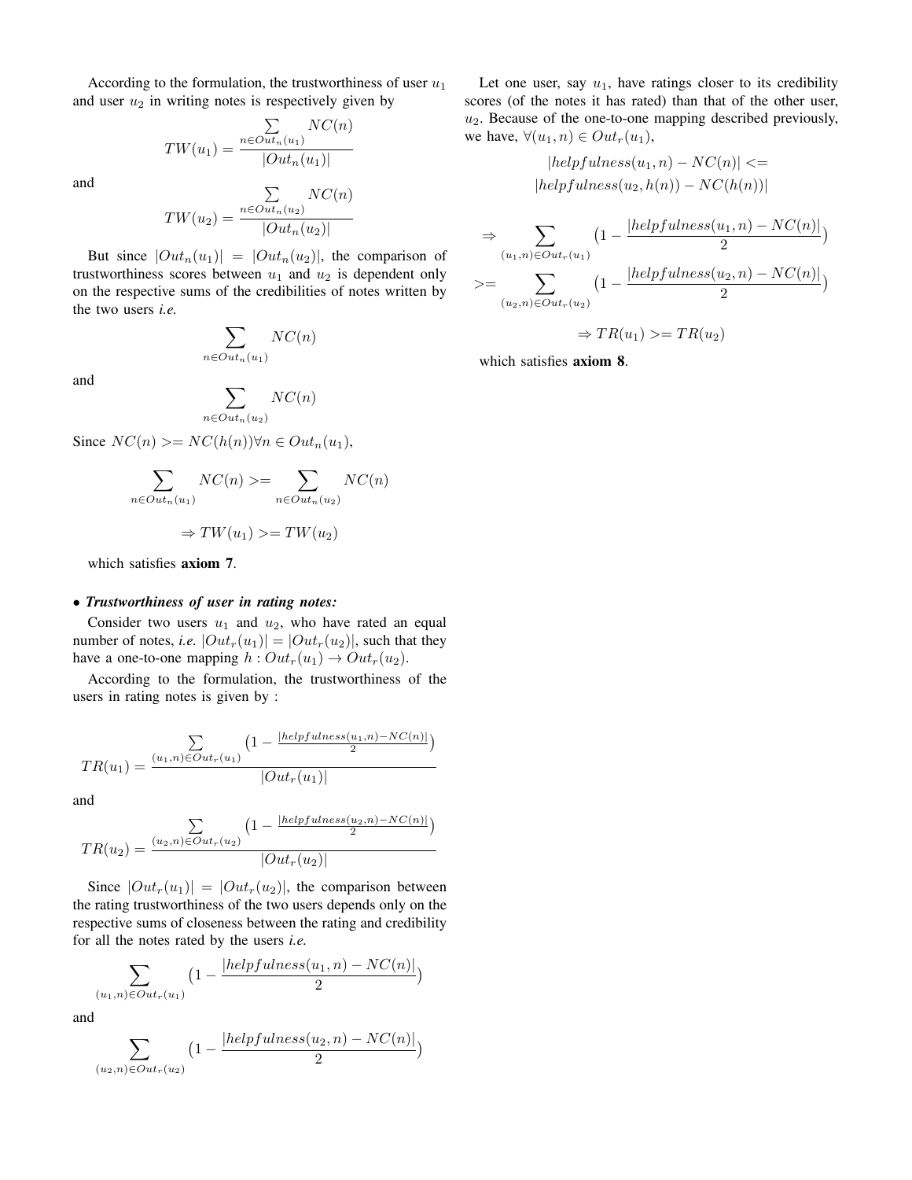According to the formulation, the trustworthiness of user $u_1$ and user $u_2$ in writing notes is respectively given by

$$TW(u_1) = \frac{\sum_{n \in Out_n(u_1)} NC(n)}{|Out_n(u_1)|}$$

and

$$TW(u_2) = \frac{\sum_{n \in Out_n(u_2)} NC(n)}{|Out_n(u_2)|}$$

But since $|Out_n(u_1)| = |Out_n(u_2)|$, the comparison of trustworthiness scores between $u_1$ and $u_2$ is dependent only on the respective sums of the credibilities of notes written by the two users *i.e.*

$$\sum_{n \in Out_n(u_1)} NC(n)$$

and

$$\sum_{n \in Out_n(u_2)} NC(n)$$

Since $NC(n) >= NC(h(n)) \forall n \in Out_n(u_1)$,

$$\sum_{n \in Out_n(u_1)} NC(n) >= \sum_{n \in Out_n(u_2)} NC(n)$$

$$\Rightarrow TW(u_1) >= TW(u_2)$$

which satisfies **axiom 7**.

- ***Trustworthiness of user in rating notes:***

Consider two users $u_1$ and $u_2$, who have rated an equal number of notes, *i.e.* $|Out_r(u_1)| = |Out_r(u_2)|$, such that they have a one-to-one mapping $h : Out_r(u_1) \rightarrow Out_r(u_2)$.

According to the formulation, the trustworthiness of the users in rating notes is given by :

$$TR(u_1) = \frac{\sum_{(u_1,n) \in Out_r(u_1)} \left(1 - \frac{|helpfulness(u_1,n) - NC(n)|}{2}\right)}{|Out_r(u_1)|}$$

and

$$TR(u_2) = \frac{\sum_{(u_2,n) \in Out_r(u_2)} \left(1 - \frac{|helpfulness(u_2,n) - NC(n)|}{2}\right)}{|Out_r(u_2)|}$$

Since $|Out_r(u_1)| = |Out_r(u_2)|$, the comparison between the rating trustworthiness of the two users depends only on the respective sums of closeness between the rating and credibility for all the notes rated by the users *i.e.*

$$\sum_{(u_1,n) \in Out_r(u_1)} \left(1 - \frac{|helpfulness(u_1,n) - NC(n)|}{2}\right)$$

and

$$\sum_{(u_2,n) \in Out_r(u_2)} \left(1 - \frac{|helpfulness(u_2,n) - NC(n)|}{2}\right)$$

Let one user, say $u_1$, have ratings closer to its credibility scores (of the notes it has rated) than that of the other user, $u_2$. Because of the one-to-one mapping described previously, we have, $\forall (u_1, n) \in Out_r(u_1)$,

$$|helpfulness(u_1,n) - NC(n)| <= |helpfulness(u_2,h(n)) - NC(h(n))|$$

$$\Rightarrow \sum_{(u_1,n) \in Out_r(u_1)} \left(1 - \frac{|helpfulness(u_1,n) - NC(n)|}{2}\right) >= \sum_{(u_2,n) \in Out_r(u_2)} \left(1 - \frac{|helpfulness(u_2,n) - NC(n)|}{2}\right)$$

$$\Rightarrow TR(u_1) >= TR(u_2)$$

which satisfies **axiom 8**.